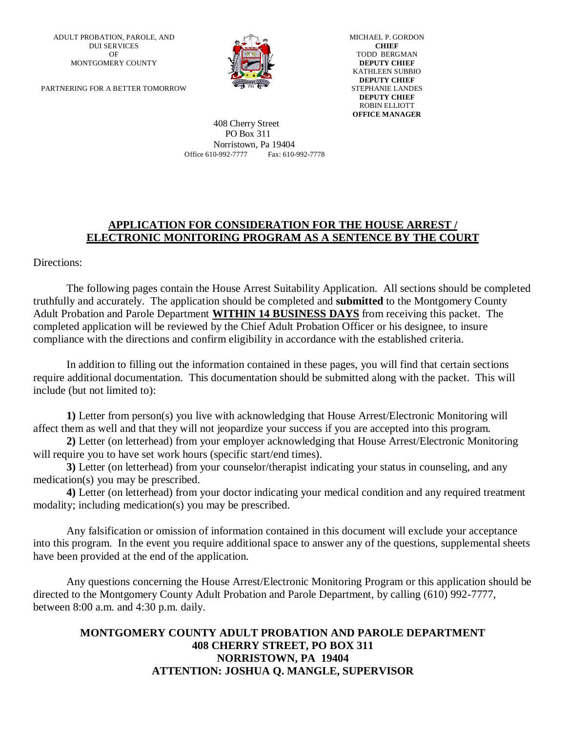ADULT PROBATION, PAROLE, AND
DUI SERVICES
OF
MONTGOMERY COUNTY

PARTNERING FOR A BETTER TOMORROW

MICHAEL P. GORDON
**CHIEF**
TODD BERGMAN
**DEPUTY CHIEF**
KATHLEEN SUBBIO
**DEPUTY CHIEF**
STEPHANIE LANDES
**DEPUTY CHIEF**
ROBIN ELLIOTT
**OFFICE MANAGER**

408 Cherry Street
PO Box 311
Norristown, Pa 19404
Office 610-992-7777 Fax: 610-992-7778

## APPLICATION FOR CONSIDERATION FOR THE HOUSE ARREST / ELECTRONIC MONITORING PROGRAM AS A SENTENCE BY THE COURT

Directions:

The following pages contain the House Arrest Suitability Application. All sections should be completed truthfully and accurately. The application should be completed and **submitted** to the Montgomery County Adult Probation and Parole Department **WITHIN 14 BUSINESS DAYS** from receiving this packet. The completed application will be reviewed by the Chief Adult Probation Officer or his designee, to insure compliance with the directions and confirm eligibility in accordance with the established criteria.

In addition to filling out the information contained in these pages, you will find that certain sections require additional documentation. This documentation should be submitted along with the packet. This will include (but not limited to):

**1)** Letter from person(s) you live with acknowledging that House Arrest/Electronic Monitoring will affect them as well and that they will not jeopardize your success if you are accepted into this program.

**2)** Letter (on letterhead) from your employer acknowledging that House Arrest/Electronic Monitoring will require you to have set work hours (specific start/end times).

**3)** Letter (on letterhead) from your counselor/therapist indicating your status in counseling, and any medication(s) you may be prescribed.

**4)** Letter (on letterhead) from your doctor indicating your medical condition and any required treatment modality; including medication(s) you may be prescribed.

Any falsification or omission of information contained in this document will exclude your acceptance into this program. In the event you require additional space to answer any of the questions, supplemental sheets have been provided at the end of the application.

Any questions concerning the House Arrest/Electronic Monitoring Program or this application should be directed to the Montgomery County Adult Probation and Parole Department, by calling (610) 992-7777, between 8:00 a.m. and 4:30 p.m. daily.

**MONTGOMERY COUNTY ADULT PROBATION AND PAROLE DEPARTMENT**
**408 CHERRY STREET, PO BOX 311**
**NORRISTOWN, PA 19404**
**ATTENTION: JOSHUA Q. MANGLE, SUPERVISOR**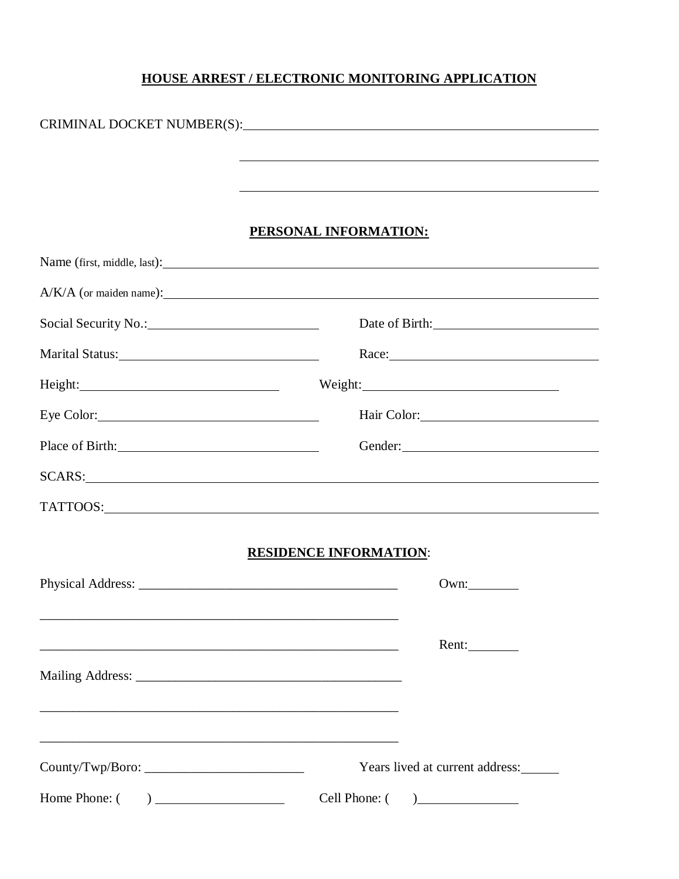# HOUSE ARREST / ELECTRONIC MONITORING APPLICATION

CRIMINAL DOCKET NUMBER(S):\_\_\_\_\_\_\_\_\_\_\_\_\_\_\_\_\_\_\_\_\_\_\_\_\_\_\_\_\_\_\_\_\_\_\_\_\_\_\_\_\_\_\_\_

\_\_\_\_\_\_\_\_\_\_\_\_\_\_\_\_\_\_\_\_\_\_\_\_\_\_\_\_\_\_\_\_\_\_\_\_\_\_\_\_\_\_\_\_

\_\_\_\_\_\_\_\_\_\_\_\_\_\_\_\_\_\_\_\_\_\_\_\_\_\_\_\_\_\_\_\_\_\_\_\_\_\_\_\_\_\_\_\_

## PERSONAL INFORMATION:

Name (first, middle, last):\_\_\_\_\_\_\_\_\_\_\_\_\_\_\_\_\_\_\_\_\_\_\_\_\_\_\_\_\_\_\_\_\_\_\_\_\_\_\_\_\_\_\_\_

A/K/A (or maiden name):\_\_\_\_\_\_\_\_\_\_\_\_\_\_\_\_\_\_\_\_\_\_\_\_\_\_\_\_\_\_\_\_\_\_\_\_\_\_\_\_\_\_\_\_

Social Security No.:\_\_\_\_\_\_\_\_\_\_\_\_\_\_\_\_\_\_\_\_ Date of Birth:\_\_\_\_\_\_\_\_\_\_\_\_\_\_\_\_\_\_\_\_

Marital Status:\_\_\_\_\_\_\_\_\_\_\_\_\_\_\_\_\_\_\_\_ Race:\_\_\_\_\_\_\_\_\_\_\_\_\_\_\_\_\_\_\_\_

Height:\_\_\_\_\_\_\_\_\_\_\_\_\_\_\_\_\_\_\_\_ Weight:\_\_\_\_\_\_\_\_\_\_\_\_\_\_\_\_\_\_\_\_

Eye Color:\_\_\_\_\_\_\_\_\_\_\_\_\_\_\_\_\_\_\_\_ Hair Color:\_\_\_\_\_\_\_\_\_\_\_\_\_\_\_\_\_\_\_\_

Place of Birth:\_\_\_\_\_\_\_\_\_\_\_\_\_\_\_\_\_\_\_\_ Gender:\_\_\_\_\_\_\_\_\_\_\_\_\_\_\_\_\_\_\_\_

SCARS:\_\_\_\_\_\_\_\_\_\_\_\_\_\_\_\_\_\_\_\_\_\_\_\_\_\_\_\_\_\_\_\_\_\_\_\_\_\_\_\_\_\_\_\_

TATTOOS:\_\_\_\_\_\_\_\_\_\_\_\_\_\_\_\_\_\_\_\_\_\_\_\_\_\_\_\_\_\_\_\_\_\_\_\_\_\_\_\_\_\_\_\_

## RESIDENCE INFORMATION:

Physical Address: \_\_\_\_\_\_\_\_\_\_\_\_\_\_\_\_\_\_\_\_\_\_\_\_\_\_\_\_\_\_\_\_\_\_\_\_ Own:\_\_\_\_\_\_\_\_

\_\_\_\_\_\_\_\_\_\_\_\_\_\_\_\_\_\_\_\_\_\_\_\_\_\_\_\_\_\_\_\_\_\_\_\_\_\_\_\_\_\_\_\_

\_\_\_\_\_\_\_\_\_\_\_\_\_\_\_\_\_\_\_\_\_\_\_\_\_\_\_\_\_\_\_\_\_\_\_\_\_\_\_\_\_\_\_\_ Rent:\_\_\_\_\_\_\_\_

Mailing Address: \_\_\_\_\_\_\_\_\_\_\_\_\_\_\_\_\_\_\_\_\_\_\_\_\_\_\_\_\_\_\_\_\_\_\_\_

\_\_\_\_\_\_\_\_\_\_\_\_\_\_\_\_\_\_\_\_\_\_\_\_\_\_\_\_\_\_\_\_\_\_\_\_\_\_\_\_\_\_\_\_

\_\_\_\_\_\_\_\_\_\_\_\_\_\_\_\_\_\_\_\_\_\_\_\_\_\_\_\_\_\_\_\_\_\_\_\_\_\_\_\_\_\_\_\_

County/Twp/Boro: \_\_\_\_\_\_\_\_\_\_\_\_\_\_\_\_\_\_\_\_ Years lived at current address:\_\_\_\_\_\_

Home Phone: (      ) \_\_\_\_\_\_\_\_\_\_\_\_\_\_\_\_\_\_\_\_ Cell Phone: (      )\_\_\_\_\_\_\_\_\_\_\_\_\_\_\_\_\_\_\_\_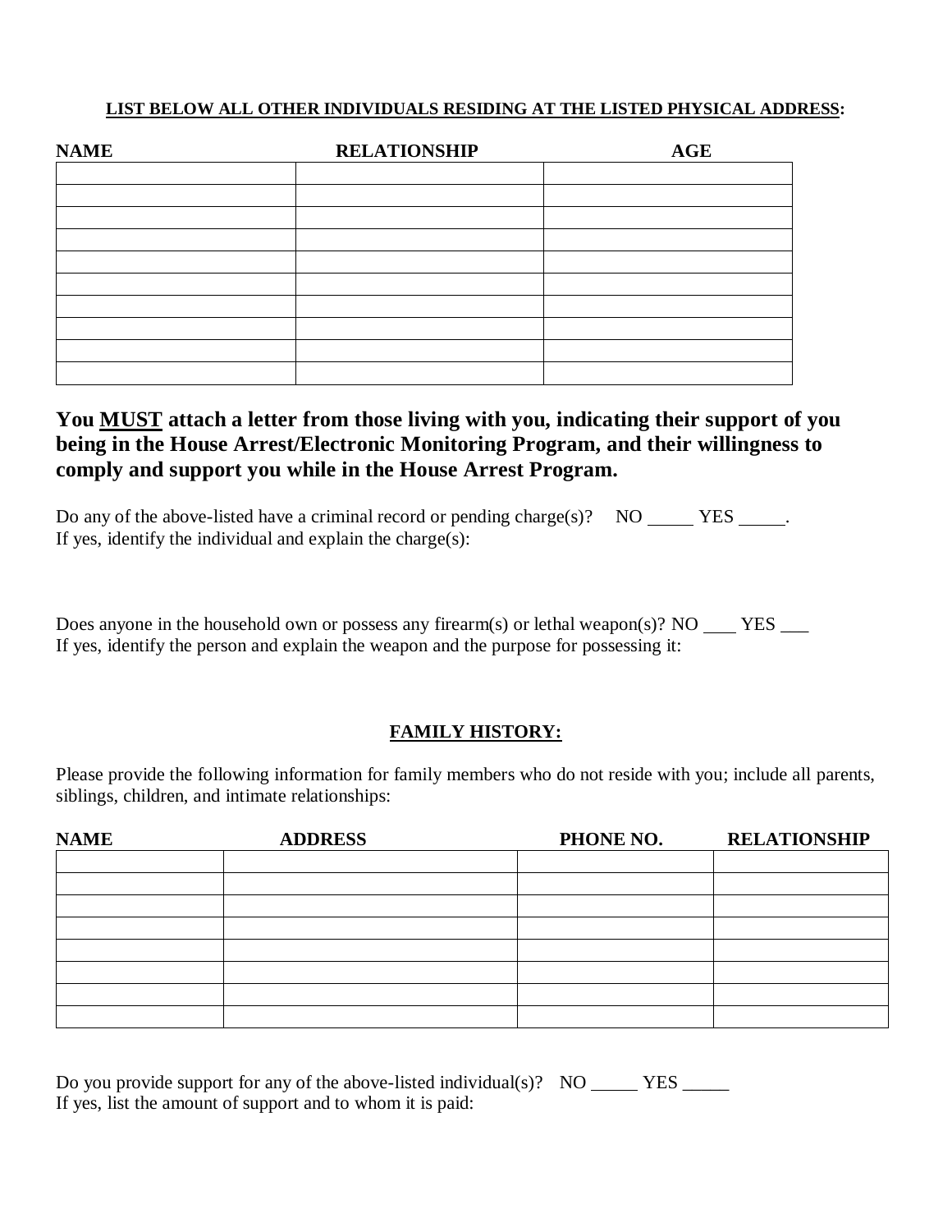**LIST BELOW ALL OTHER INDIVIDUALS RESIDING AT THE LISTED PHYSICAL ADDRESS:**

| NAME | RELATIONSHIP | AGE |
|---|---|---|
| | | |
| | | |
| | | |
| | | |
| | | |
| | | |
| | | |
| | | |
| | | |
| | | |

**You MUST attach a letter from those living with you, indicating their support of you being in the House Arrest/Electronic Monitoring Program, and their willingness to comply and support you while in the House Arrest Program.**

Do any of the above-listed have a criminal record or pending charge(s)? NO _____ YES _____.
If yes, identify the individual and explain the charge(s):

Does anyone in the household own or possess any firearm(s) or lethal weapon(s)? NO ___ YES ___
If yes, identify the person and explain the weapon and the purpose for possessing it:

**FAMILY HISTORY:**

Please provide the following information for family members who do not reside with you; include all parents, siblings, children, and intimate relationships:

| NAME | ADDRESS | PHONE NO. | RELATIONSHIP |
|---|---|---|---|
| | | | |
| | | | |
| | | | |
| | | | |
| | | | |
| | | | |
| | | | |
| | | | |

Do you provide support for any of the above-listed individual(s)? NO _____ YES _____
If yes, list the amount of support and to whom it is paid: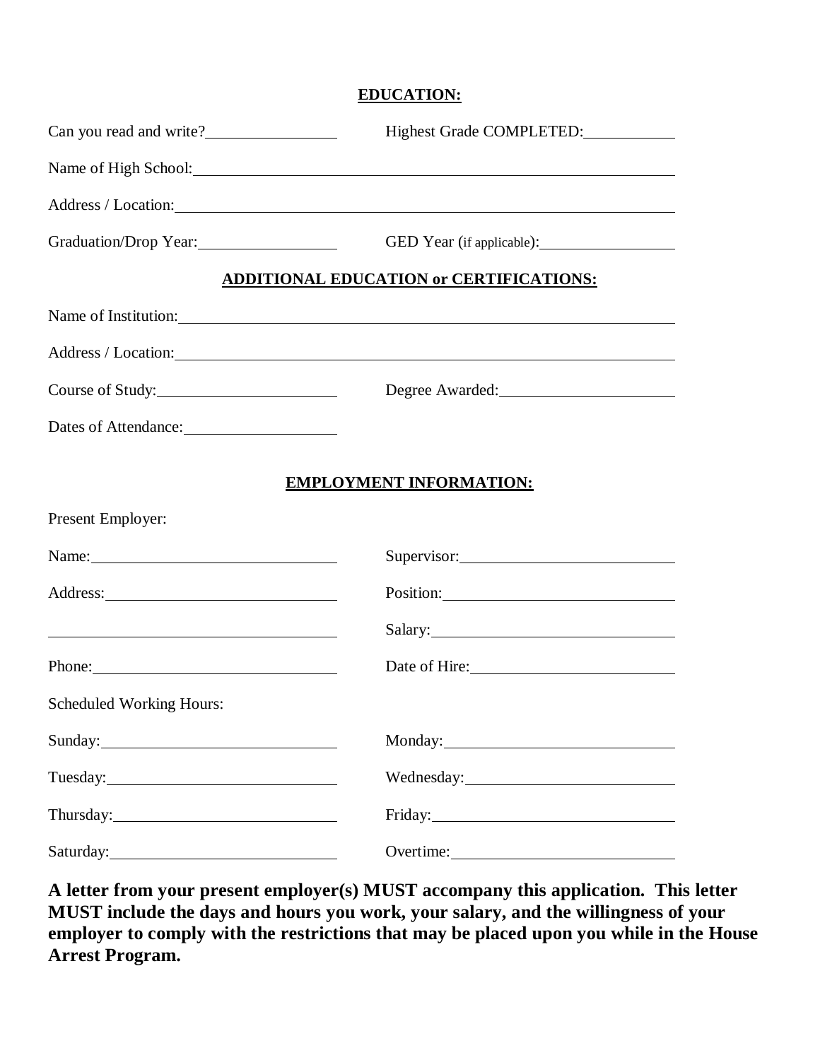**EDUCATION:**

Can you read and write? ________________ Highest Grade COMPLETED: ____________

Name of High School: ____________________________________________________________

Address / Location: ____________________________________________________________

Graduation/Drop Year: ________________ GED Year (if applicable): ________________

**ADDITIONAL EDUCATION or CERTIFICATIONS:**

Name of Institution: ____________________________________________________________

Address / Location: ____________________________________________________________

Course of Study: ______________________ Degree Awarded: ______________________

Dates of Attendance: ___________________

**EMPLOYMENT INFORMATION:**

Present Employer:

Name: ______________________________ Supervisor: ___________________________

Address: ____________________________ Position: ______________________________

____________________________________ Salary: ________________________________

Phone: ______________________________ Date of Hire: ___________________________

Scheduled Working Hours:

Sunday: _____________________________ Monday: _______________________________

Tuesday: ____________________________ Wednesday: ____________________________

Thursday: ___________________________ Friday: ________________________________

Saturday: ___________________________ Overtime: ______________________________

**A letter from your present employer(s) MUST accompany this application. This letter MUST include the days and hours you work, your salary, and the willingness of your employer to comply with the restrictions that may be placed upon you while in the House Arrest Program.**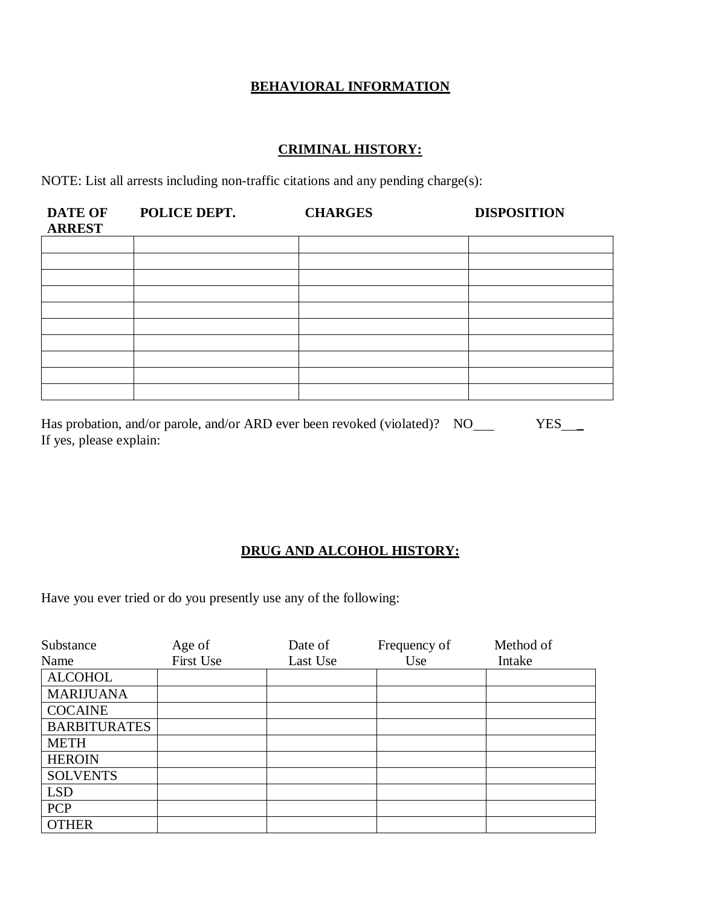## BEHAVIORAL INFORMATION

### CRIMINAL HISTORY:

NOTE: List all arrests including non-traffic citations and any pending charge(s):

| DATE OF ARREST | POLICE DEPT. | CHARGES | DISPOSITION |
|---|---|---|---|
| | | | |
| | | | |
| | | | |
| | | | |
| | | | |
| | | | |
| | | | |
| | | | |
| | | | |
| | | | |

Has probation, and/or parole, and/or ARD ever been revoked (violated)? NO___ YES___
If yes, please explain:

### DRUG AND ALCOHOL HISTORY:

Have you ever tried or do you presently use any of the following:

| Substance Name | Age of First Use | Date of Last Use | Frequency of Use | Method of Intake |
|---|---|---|---|---|
| ALCOHOL | | | | |
| MARIJUANA | | | | |
| COCAINE | | | | |
| BARBITURATES | | | | |
| METH | | | | |
| HEROIN | | | | |
| SOLVENTS | | | | |
| LSD | | | | |
| PCP | | | | |
| OTHER | | | | |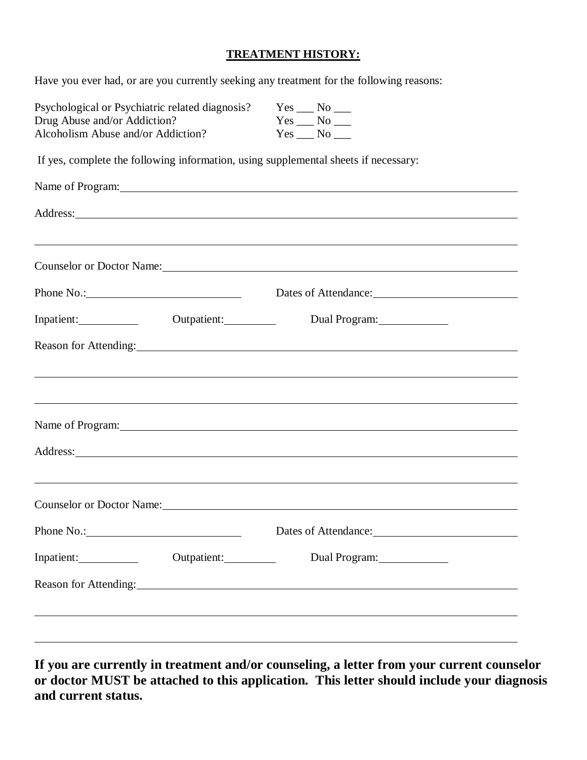**TREATMENT HISTORY:**

Have you ever had, or are you currently seeking any treatment for the following reasons:

Psychological or Psychiatric related diagnosis? Yes ___ No ___
Drug Abuse and/or Addiction? Yes ___ No ___
Alcoholism Abuse and/or Addiction? Yes ___ No ___

If yes, complete the following information, using supplemental sheets if necessary:

Name of Program: ______________________________

Address: ______________________________

______________________________

Counselor or Doctor Name: ______________________________

Phone No.: ______________ Dates of Attendance: ______________

Inpatient: ________ Outpatient: ________ Dual Program: ________

Reason for Attending: ______________________________

______________________________

______________________________

Name of Program: ______________________________

Address: ______________________________

______________________________

Counselor or Doctor Name: ______________________________

Phone No.: ______________ Dates of Attendance: ______________

Inpatient: ________ Outpatient: ________ Dual Program: ________

Reason for Attending: ______________________________

______________________________

______________________________

**If you are currently in treatment and/or counseling, a letter from your current counselor or doctor MUST be attached to this application. This letter should include your diagnosis and current status.**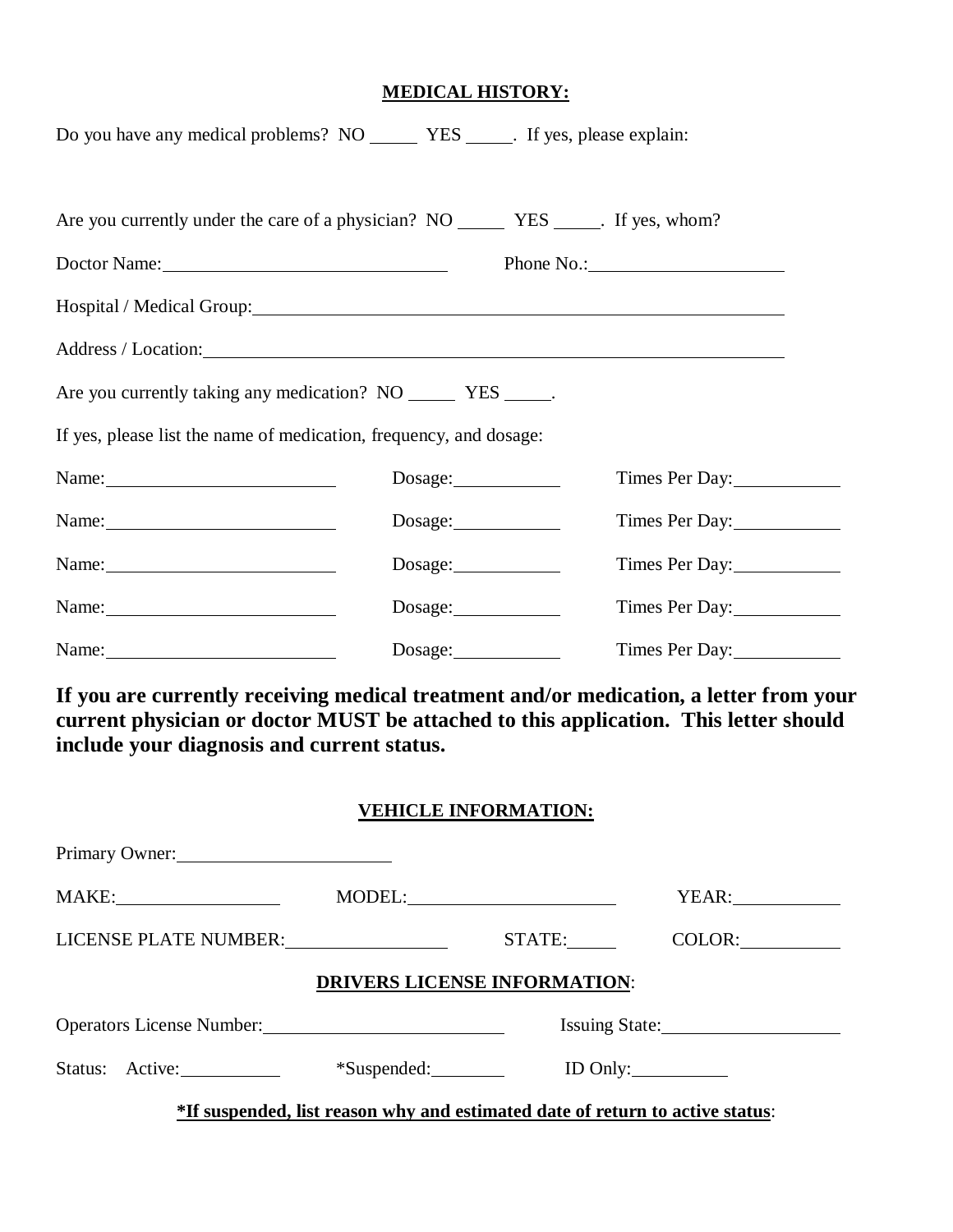## MEDICAL HISTORY:

Do you have any medical problems? NO _____ YES _____. If yes, please explain:

Are you currently under the care of a physician? NO _____ YES _____. If yes, whom?

Doctor Name: ______________________________ Phone No.: ____________________

Hospital / Medical Group: ____________________________________________________________

Address / Location: ________________________________________________________________

Are you currently taking any medication? NO _____ YES _____.

If yes, please list the name of medication, frequency, and dosage:

Name: ________________________ Dosage: ___________ Times Per Day: ___________

Name: ________________________ Dosage: ___________ Times Per Day: ___________

Name: ________________________ Dosage: ___________ Times Per Day: ___________

Name: ________________________ Dosage: ___________ Times Per Day: ___________

Name: ________________________ Dosage: ___________ Times Per Day: ___________

**If you are currently receiving medical treatment and/or medication, a letter from your current physician or doctor MUST be attached to this application. This letter should include your diagnosis and current status.**

## VEHICLE INFORMATION:

Primary Owner: ______________________

MAKE: _________________ MODEL: ______________________ YEAR: ___________

LICENSE PLATE NUMBER: ________________ STATE: _____ COLOR: __________

## DRIVERS LICENSE INFORMATION:

Operators License Number: ________________________ Issuing State: __________________

Status: Active: __________ *Suspended: ________ ID Only: __________

**\*If suspended, list reason why and estimated date of return to active status**: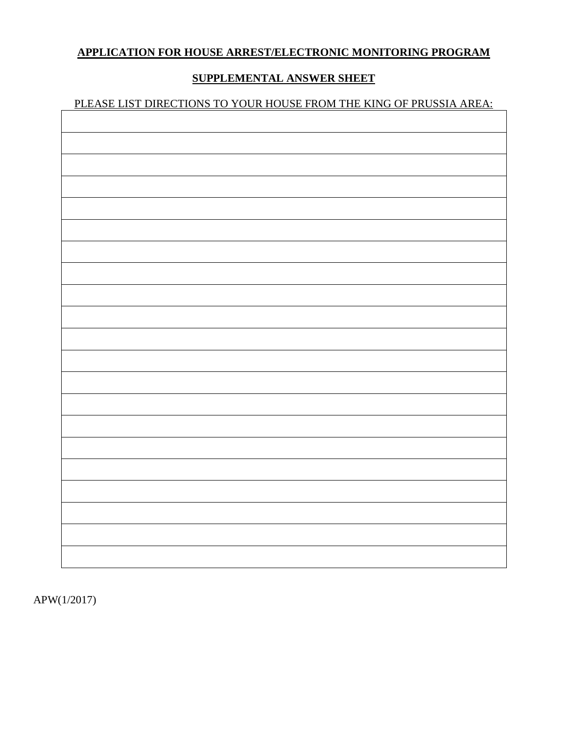**APPLICATION FOR HOUSE ARREST/ELECTRONIC MONITORING PROGRAM**

**SUPPLEMENTAL ANSWER SHEET**

PLEASE LIST DIRECTIONS TO YOUR HOUSE FROM THE KING OF PRUSSIA AREA:

| |
|---|
| |
| |
| |
| |
| |
| |
| |
| |
| |
| |
| |
| |
| |
| |
| |
| |
| |
| |
| |
| |

APW(1/2017)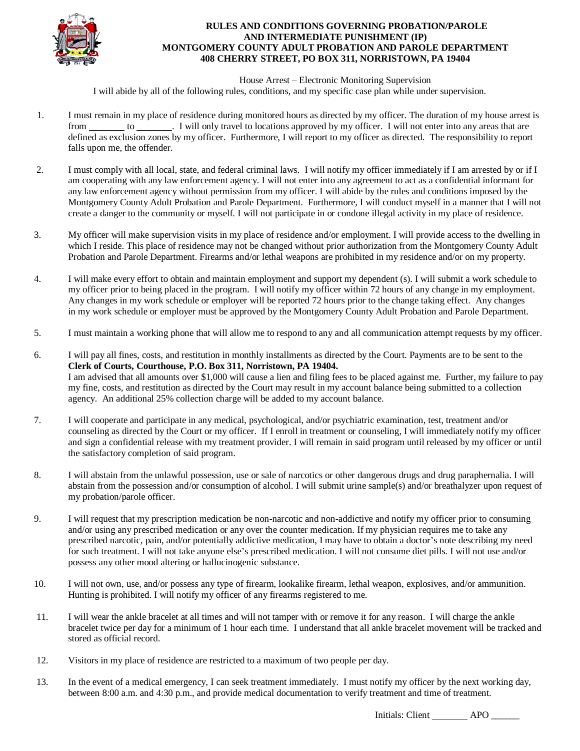# RULES AND CONDITIONS GOVERNING PROBATION/PAROLE AND INTERMEDIATE PUNISHMENT (IP)
## MONTGOMERY COUNTY ADULT PROBATION AND PAROLE DEPARTMENT
## 408 CHERRY STREET, PO BOX 311, NORRISTOWN, PA 19404

House Arrest – Electronic Monitoring Supervision

I will abide by all of the following rules, conditions, and my specific case plan while under supervision.

1. I must remain in my place of residence during monitored hours as directed by my officer. The duration of my house arrest is from ________ to ________. I will only travel to locations approved by my officer. I will not enter into any areas that are defined as exclusion zones by my officer. Furthermore, I will report to my officer as directed. The responsibility to report falls upon me, the offender.

2. I must comply with all local, state, and federal criminal laws. I will notify my officer immediately if I am arrested by or if I am cooperating with any law enforcement agency. I will not enter into any agreement to act as a confidential informant for any law enforcement agency without permission from my officer. I will abide by the rules and conditions imposed by the Montgomery County Adult Probation and Parole Department. Furthermore, I will conduct myself in a manner that I will not create a danger to the community or myself. I will not participate in or condone illegal activity in my place of residence.

3. My officer will make supervision visits in my place of residence and/or employment. I will provide access to the dwelling in which I reside. This place of residence may not be changed without prior authorization from the Montgomery County Adult Probation and Parole Department. Firearms and/or lethal weapons are prohibited in my residence and/or on my property.

4. I will make every effort to obtain and maintain employment and support my dependent (s). I will submit a work schedule to my officer prior to being placed in the program. I will notify my officer within 72 hours of any change in my employment. Any changes in my work schedule or employer will be reported 72 hours prior to the change taking effect. Any changes in my work schedule or employer must be approved by the Montgomery County Adult Probation and Parole Department.

5. I must maintain a working phone that will allow me to respond to any and all communication attempt requests by my officer.

6. I will pay all fines, costs, and restitution in monthly installments as directed by the Court. Payments are to be sent to the **Clerk of Courts, Courthouse, P.O. Box 311, Norristown, PA 19404.**
   I am advised that all amounts over $1,000 will cause a lien and filing fees to be placed against me. Further, my failure to pay my fine, costs, and restitution as directed by the Court may result in my account balance being submitted to a collection agency. An additional 25% collection charge will be added to my account balance.

7. I will cooperate and participate in any medical, psychological, and/or psychiatric examination, test, treatment and/or counseling as directed by the Court or my officer. If I enroll in treatment or counseling, I will immediately notify my officer and sign a confidential release with my treatment provider. I will remain in said program until released by my officer or until the satisfactory completion of said program.

8. I will abstain from the unlawful possession, use or sale of narcotics or other dangerous drugs and drug paraphernalia. I will abstain from the possession and/or consumption of alcohol. I will submit urine sample(s) and/or breathalyzer upon request of my probation/parole officer.

9. I will request that my prescription medication be non-narcotic and non-addictive and notify my officer prior to consuming and/or using any prescribed medication or any over the counter medication. If my physician requires me to take any prescribed narcotic, pain, and/or potentially addictive medication, I may have to obtain a doctor's note describing my need for such treatment. I will not take anyone else's prescribed medication. I will not consume diet pills. I will not use and/or possess any other mood altering or hallucinogenic substance.

10. I will not own, use, and/or possess any type of firearm, lookalike firearm, lethal weapon, explosives, and/or ammunition. Hunting is prohibited. I will notify my officer of any firearms registered to me.

11. I will wear the ankle bracelet at all times and will not tamper with or remove it for any reason. I will charge the ankle bracelet twice per day for a minimum of 1 hour each time. I understand that all ankle bracelet movement will be tracked and stored as official record.

12. Visitors in my place of residence are restricted to a maximum of two people per day.

13. In the event of a medical emergency, I can seek treatment immediately. I must notify my officer by the next working day, between 8:00 a.m. and 4:30 p.m., and provide medical documentation to verify treatment and time of treatment.

Initials: Client ________ APO ______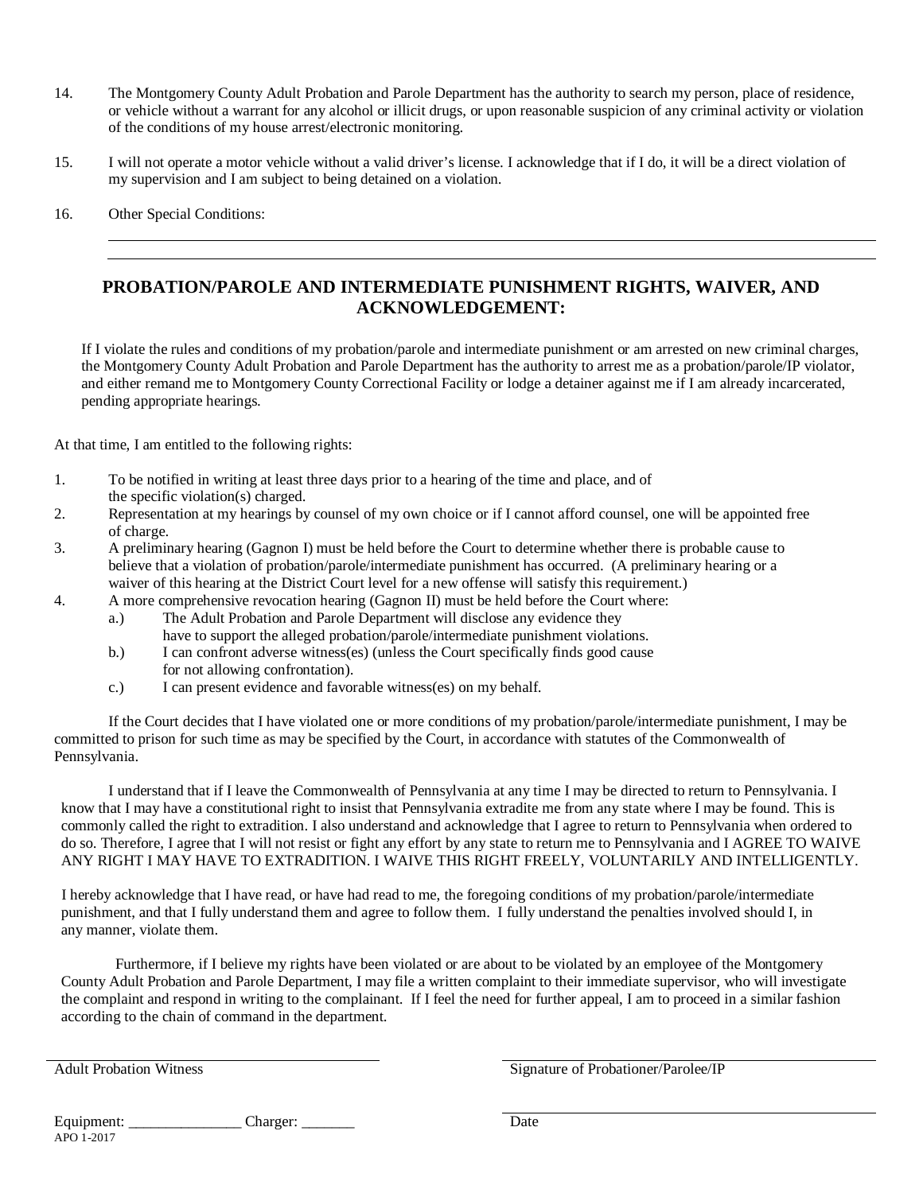14. The Montgomery County Adult Probation and Parole Department has the authority to search my person, place of residence, or vehicle without a warrant for any alcohol or illicit drugs, or upon reasonable suspicion of any criminal activity or violation of the conditions of my house arrest/electronic monitoring.

15. I will not operate a motor vehicle without a valid driver's license. I acknowledge that if I do, it will be a direct violation of my supervision and I am subject to being detained on a violation.

16. Other Special Conditions:
______________________________________________________________________
______________________________________________________________________

## PROBATION/PAROLE AND INTERMEDIATE PUNISHMENT RIGHTS, WAIVER, AND ACKNOWLEDGEMENT:

If I violate the rules and conditions of my probation/parole and intermediate punishment or am arrested on new criminal charges, the Montgomery County Adult Probation and Parole Department has the authority to arrest me as a probation/parole/IP violator, and either remand me to Montgomery County Correctional Facility or lodge a detainer against me if I am already incarcerated, pending appropriate hearings.

At that time, I am entitled to the following rights:

1. To be notified in writing at least three days prior to a hearing of the time and place, and of the specific violation(s) charged.
2. Representation at my hearings by counsel of my own choice or if I cannot afford counsel, one will be appointed free of charge.
3. A preliminary hearing (Gagnon I) must be held before the Court to determine whether there is probable cause to believe that a violation of probation/parole/intermediate punishment has occurred. (A preliminary hearing or a waiver of this hearing at the District Court level for a new offense will satisfy this requirement.)
4. A more comprehensive revocation hearing (Gagnon II) must be held before the Court where:
   a.) The Adult Probation and Parole Department will disclose any evidence they have to support the alleged probation/parole/intermediate punishment violations.
   b.) I can confront adverse witness(es) (unless the Court specifically finds good cause for not allowing confrontation).
   c.) I can present evidence and favorable witness(es) on my behalf.

If the Court decides that I have violated one or more conditions of my probation/parole/intermediate punishment, I may be committed to prison for such time as may be specified by the Court, in accordance with statutes of the Commonwealth of Pennsylvania.

I understand that if I leave the Commonwealth of Pennsylvania at any time I may be directed to return to Pennsylvania. I know that I may have a constitutional right to insist that Pennsylvania extradite me from any state where I may be found. This is commonly called the right to extradition. I also understand and acknowledge that I agree to return to Pennsylvania when ordered to do so. Therefore, I agree that I will not resist or fight any effort by any state to return me to Pennsylvania and I AGREE TO WAIVE ANY RIGHT I MAY HAVE TO EXTRADITION. I WAIVE THIS RIGHT FREELY, VOLUNTARILY AND INTELLIGENTLY.

I hereby acknowledge that I have read, or have had read to me, the foregoing conditions of my probation/parole/intermediate punishment, and that I fully understand them and agree to follow them. I fully understand the penalties involved should I, in any manner, violate them.

Furthermore, if I believe my rights have been violated or are about to be violated by an employee of the Montgomery County Adult Probation and Parole Department, I may file a written complaint to their immediate supervisor, who will investigate the complaint and respond in writing to the complainant. If I feel the need for further appeal, I am to proceed in a similar fashion according to the chain of command in the department.

______________________________ ______________________________
Adult Probation Witness Signature of Probationer/Parolee/IP

______________________________
Date

Equipment: _______________ Charger: _______

APO 1-2017